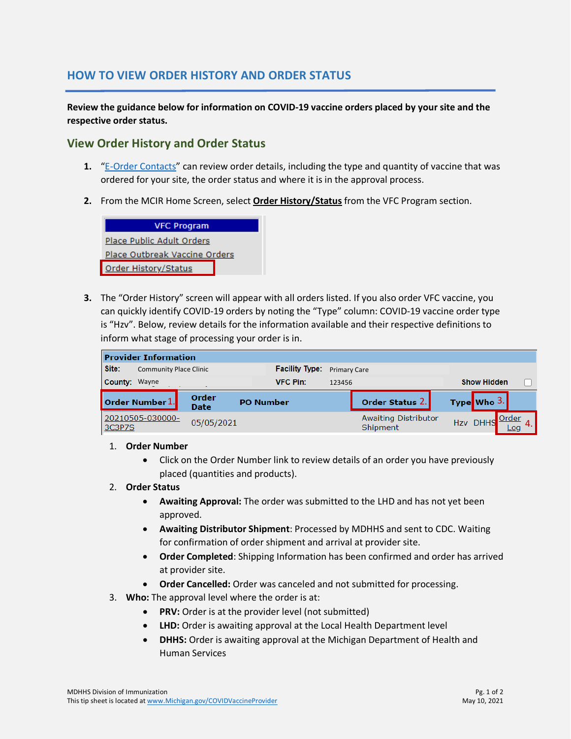# HOW TO VIEW ORDER HISTORY AND ORDER STATUS

**Review the guidance below for information on COVID-19 vaccine orders placed by your site and the respective order status.**

## View Order History and Order Status

1. "E-Order Contacts" can review order details, including the type and quantity of vaccine that was ordered for your site, the order status and where it is in the approval process.
2. From the MCIR Home Screen, select **Order History/Status** from the VFC Program section.

   | VFC Program |
   |---|
   | Place Public Adult Orders |
   | Place Outbreak Vaccine Orders |
   | Order History/Status |

3. The "Order History" screen will appear with all orders listed. If you also order VFC vaccine, you can quickly identify COVID-19 orders by noting the "Type" column: COVID-19 vaccine order type is "Hzv". Below, review details for the information available and their respective definitions to inform what stage of processing your order is in.

   **Provider Information**

   | Site: | Community Place Clinic | Facility Type: | Primary Care | | |
   |---|---|---|---|---|---|
   | County: | Wayne | VFC Pin: | 123456 | Show Hidden | ☐ |

   | Order Number 1. | Order Date | PO Number | Order Status 2. | Type | Who 3. | |
   |---|---|---|---|---|---|---|
   | 20210505-030000-3C3P7S | 05/05/2021 | | Awaiting Distributor Shipment | Hzv | DHHS | Order Log 4. |

   1. **Order Number**
      - Click on the Order Number link to review details of an order you have previously placed (quantities and products).
   2. **Order Status**
      - **Awaiting Approval:** The order was submitted to the LHD and has not yet been approved.
      - **Awaiting Distributor Shipment**: Processed by MDHHS and sent to CDC. Waiting for confirmation of order shipment and arrival at provider site.
      - **Order Completed**: Shipping Information has been confirmed and order has arrived at provider site.
      - **Order Cancelled:** Order was canceled and not submitted for processing.
   3. **Who:** The approval level where the order is at:
      - **PRV:** Order is at the provider level (not submitted)
      - **LHD:** Order is awaiting approval at the Local Health Department level
      - **DHHS:** Order is awaiting approval at the Michigan Department of Health and Human Services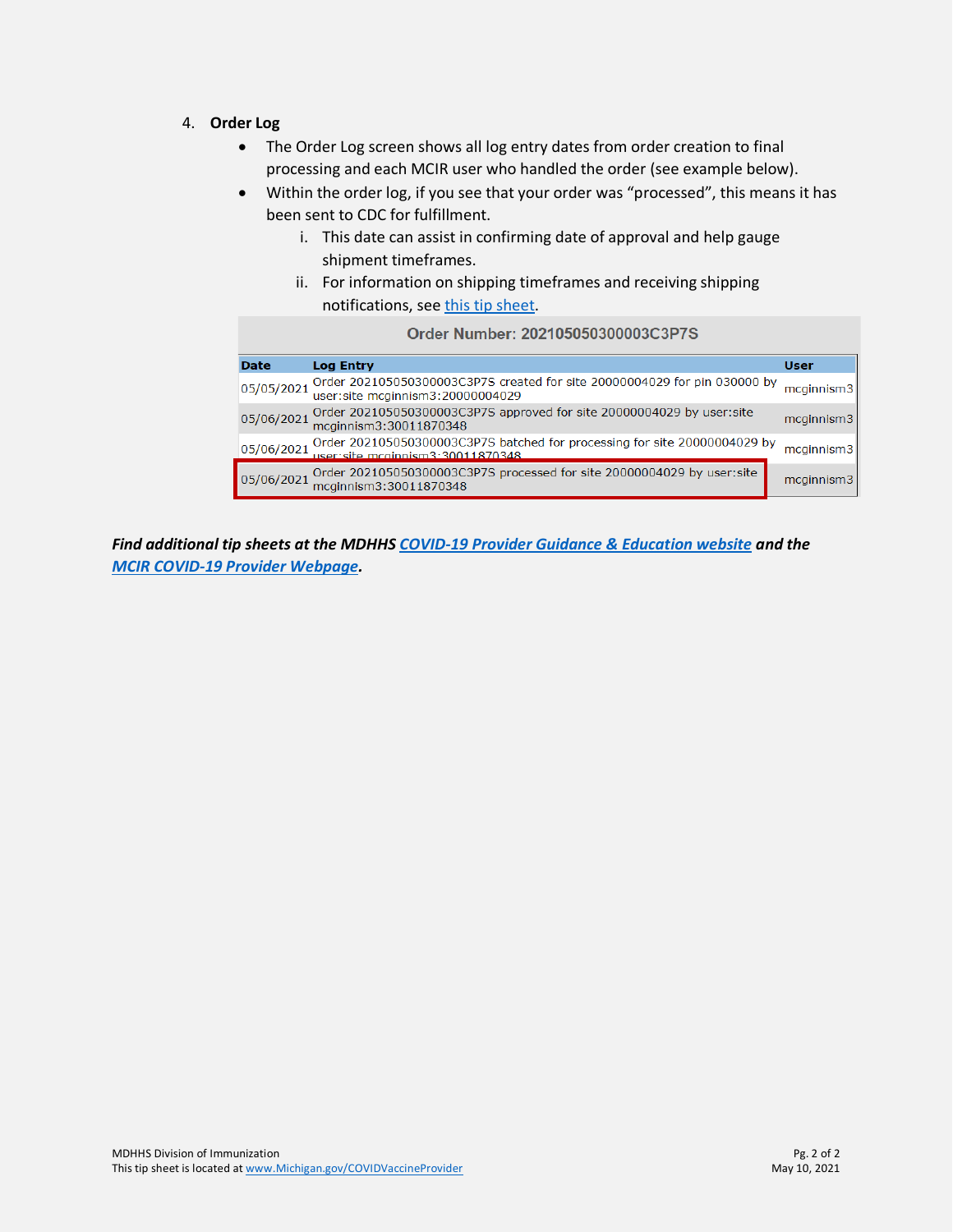4. **Order Log**
   - The Order Log screen shows all log entry dates from order creation to final processing and each MCIR user who handled the order (see example below).
   - Within the order log, if you see that your order was "processed", this means it has been sent to CDC for fulfillment.
     - i. This date can assist in confirming date of approval and help gauge shipment timeframes.
     - ii. For information on shipping timeframes and receiving shipping notifications, see this tip sheet.

**Order Number: 202105050300003C3P7S**

| Date | Log Entry | User |
|---|---|---|
| 05/05/2021 | Order 202105050300003C3P7S created for site 20000004029 for pin 030000 by user:site mcginnism3:20000004029 | mcginnism3 |
| 05/06/2021 | Order 202105050300003C3P7S approved for site 20000004029 by user:site mcginnism3:30011870348 | mcginnism3 |
| 05/06/2021 | Order 202105050300003C3P7S batched for processing for site 20000004029 by user:site mcginnism3:30011870348 | mcginnism3 |
| 05/06/2021 | Order 202105050300003C3P7S processed for site 20000004029 by user:site mcginnism3:30011870348 | mcginnism3 |

***Find additional tip sheets at the MDHHS COVID-19 Provider Guidance & Education website and the MCIR COVID-19 Provider Webpage.***

MDHHS Division of Immunization
This tip sheet is located at www.Michigan.gov/COVIDVaccineProvider

May 10, 2021